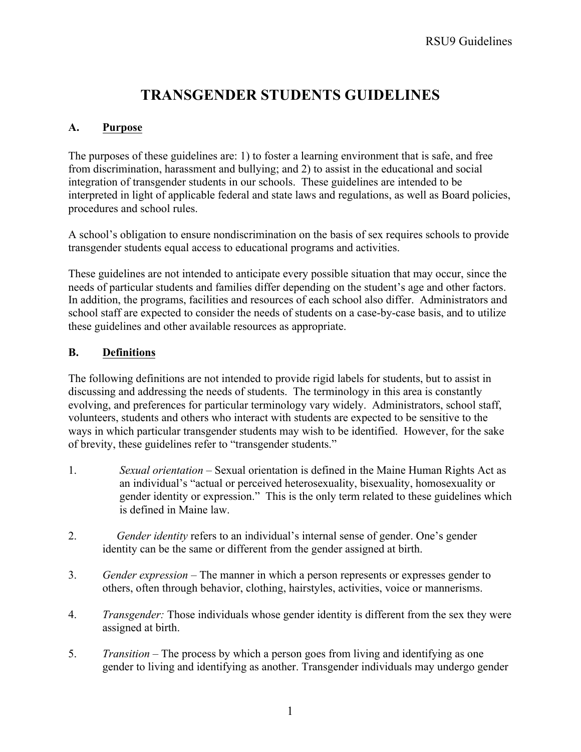# TRANSGENDER STUDENTS GUIDELINES

## A. Purpose

The purposes of these guidelines are: 1) to foster a learning environment that is safe, and free from discrimination, harassment and bullying; and 2) to assist in the educational and social integration of transgender students in our schools. These guidelines are intended to be interpreted in light of applicable federal and state laws and regulations, as well as Board policies, procedures and school rules.

A school's obligation to ensure nondiscrimination on the basis of sex requires schools to provide transgender students equal access to educational programs and activities.

These guidelines are not intended to anticipate every possible situation that may occur, since the needs of particular students and families differ depending on the student's age and other factors. In addition, the programs, facilities and resources of each school also differ. Administrators and school staff are expected to consider the needs of students on a case-by-case basis, and to utilize these guidelines and other available resources as appropriate.

## B. Definitions

The following definitions are not intended to provide rigid labels for students, but to assist in discussing and addressing the needs of students. The terminology in this area is constantly evolving, and preferences for particular terminology vary widely. Administrators, school staff, volunteers, students and others who interact with students are expected to be sensitive to the ways in which particular transgender students may wish to be identified. However, for the sake of brevity, these guidelines refer to "transgender students."

1. *Sexual orientation* – Sexual orientation is defined in the Maine Human Rights Act as an individual's "actual or perceived heterosexuality, bisexuality, homosexuality or gender identity or expression." This is the only term related to these guidelines which is defined in Maine law.

2. *Gender identity* refers to an individual's internal sense of gender. One's gender identity can be the same or different from the gender assigned at birth.

3. *Gender expression* – The manner in which a person represents or expresses gender to others, often through behavior, clothing, hairstyles, activities, voice or mannerisms.

4. *Transgender:* Those individuals whose gender identity is different from the sex they were assigned at birth.

5. *Transition* – The process by which a person goes from living and identifying as one gender to living and identifying as another. Transgender individuals may undergo gender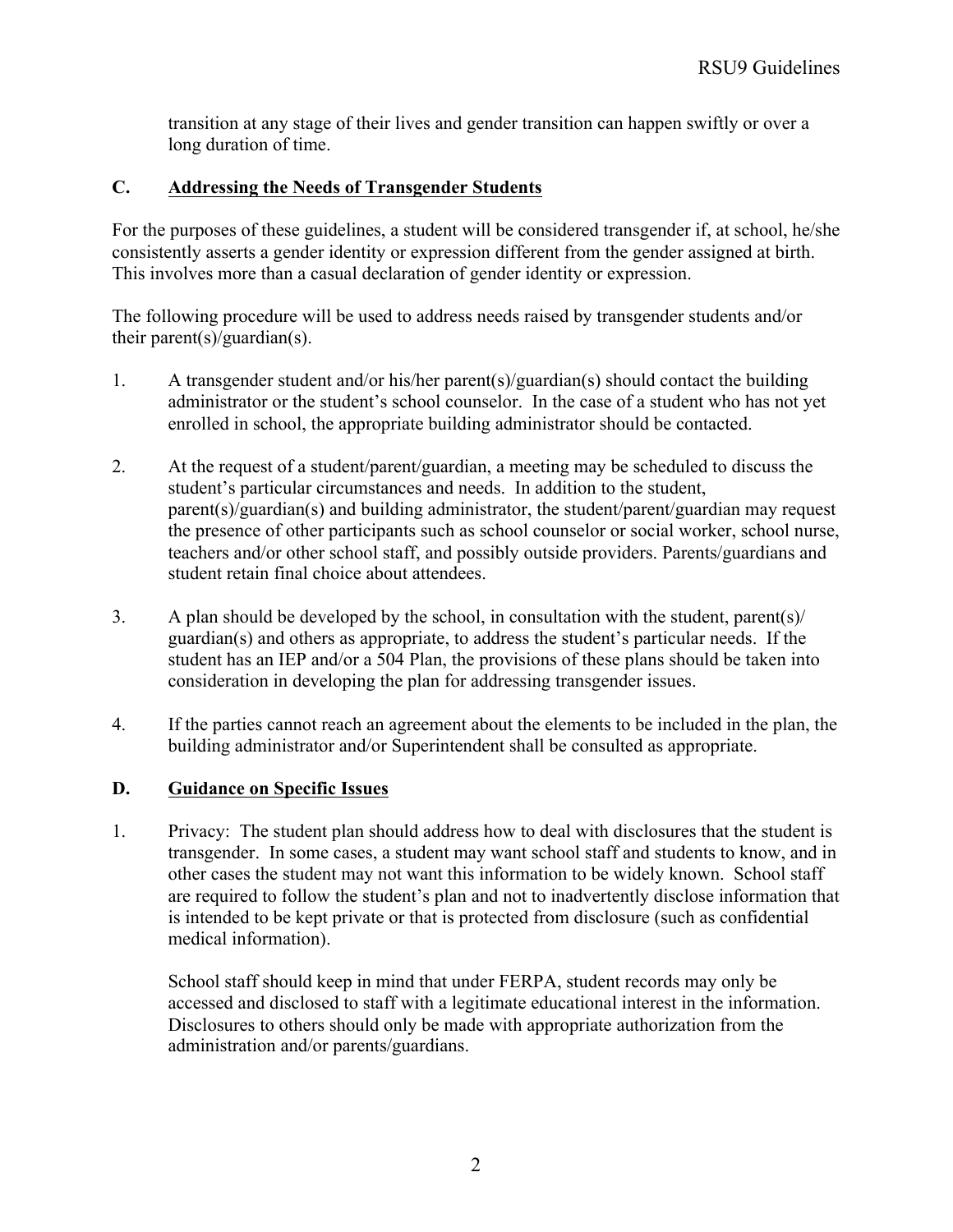transition at any stage of their lives and gender transition can happen swiftly or over a long duration of time.

## C. Addressing the Needs of Transgender Students

For the purposes of these guidelines, a student will be considered transgender if, at school, he/she consistently asserts a gender identity or expression different from the gender assigned at birth. This involves more than a casual declaration of gender identity or expression.

The following procedure will be used to address needs raised by transgender students and/or their parent(s)/guardian(s).

1. A transgender student and/or his/her parent(s)/guardian(s) should contact the building administrator or the student's school counselor. In the case of a student who has not yet enrolled in school, the appropriate building administrator should be contacted.

2. At the request of a student/parent/guardian, a meeting may be scheduled to discuss the student's particular circumstances and needs. In addition to the student, parent(s)/guardian(s) and building administrator, the student/parent/guardian may request the presence of other participants such as school counselor or social worker, school nurse, teachers and/or other school staff, and possibly outside providers. Parents/guardians and student retain final choice about attendees.

3. A plan should be developed by the school, in consultation with the student, parent(s)/ guardian(s) and others as appropriate, to address the student's particular needs. If the student has an IEP and/or a 504 Plan, the provisions of these plans should be taken into consideration in developing the plan for addressing transgender issues.

4. If the parties cannot reach an agreement about the elements to be included in the plan, the building administrator and/or Superintendent shall be consulted as appropriate.

## D. Guidance on Specific Issues

1. Privacy: The student plan should address how to deal with disclosures that the student is transgender. In some cases, a student may want school staff and students to know, and in other cases the student may not want this information to be widely known. School staff are required to follow the student's plan and not to inadvertently disclose information that is intended to be kept private or that is protected from disclosure (such as confidential medical information).

   School staff should keep in mind that under FERPA, student records may only be accessed and disclosed to staff with a legitimate educational interest in the information. Disclosures to others should only be made with appropriate authorization from the administration and/or parents/guardians.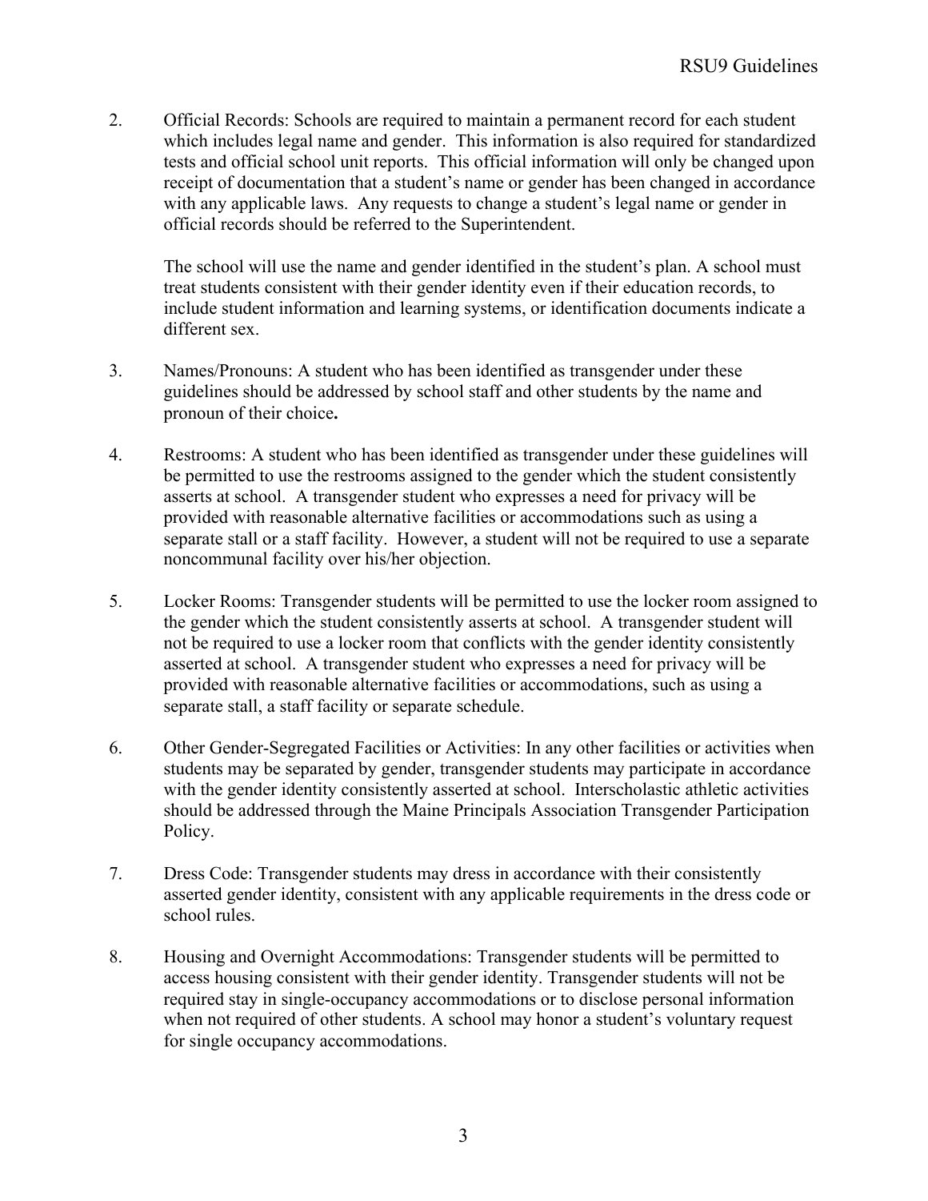2. Official Records: Schools are required to maintain a permanent record for each student which includes legal name and gender. This information is also required for standardized tests and official school unit reports. This official information will only be changed upon receipt of documentation that a student's name or gender has been changed in accordance with any applicable laws. Any requests to change a student's legal name or gender in official records should be referred to the Superintendent.

   The school will use the name and gender identified in the student's plan. A school must treat students consistent with their gender identity even if their education records, to include student information and learning systems, or identification documents indicate a different sex.

3. Names/Pronouns: A student who has been identified as transgender under these guidelines should be addressed by school staff and other students by the name and pronoun of their choice**.**

4. Restrooms: A student who has been identified as transgender under these guidelines will be permitted to use the restrooms assigned to the gender which the student consistently asserts at school. A transgender student who expresses a need for privacy will be provided with reasonable alternative facilities or accommodations such as using a separate stall or a staff facility. However, a student will not be required to use a separate noncommunal facility over his/her objection.

5. Locker Rooms: Transgender students will be permitted to use the locker room assigned to the gender which the student consistently asserts at school. A transgender student will not be required to use a locker room that conflicts with the gender identity consistently asserted at school. A transgender student who expresses a need for privacy will be provided with reasonable alternative facilities or accommodations, such as using a separate stall, a staff facility or separate schedule.

6. Other Gender-Segregated Facilities or Activities: In any other facilities or activities when students may be separated by gender, transgender students may participate in accordance with the gender identity consistently asserted at school. Interscholastic athletic activities should be addressed through the Maine Principals Association Transgender Participation Policy.

7. Dress Code: Transgender students may dress in accordance with their consistently asserted gender identity, consistent with any applicable requirements in the dress code or school rules.

8. Housing and Overnight Accommodations: Transgender students will be permitted to access housing consistent with their gender identity. Transgender students will not be required stay in single-occupancy accommodations or to disclose personal information when not required of other students. A school may honor a student's voluntary request for single occupancy accommodations.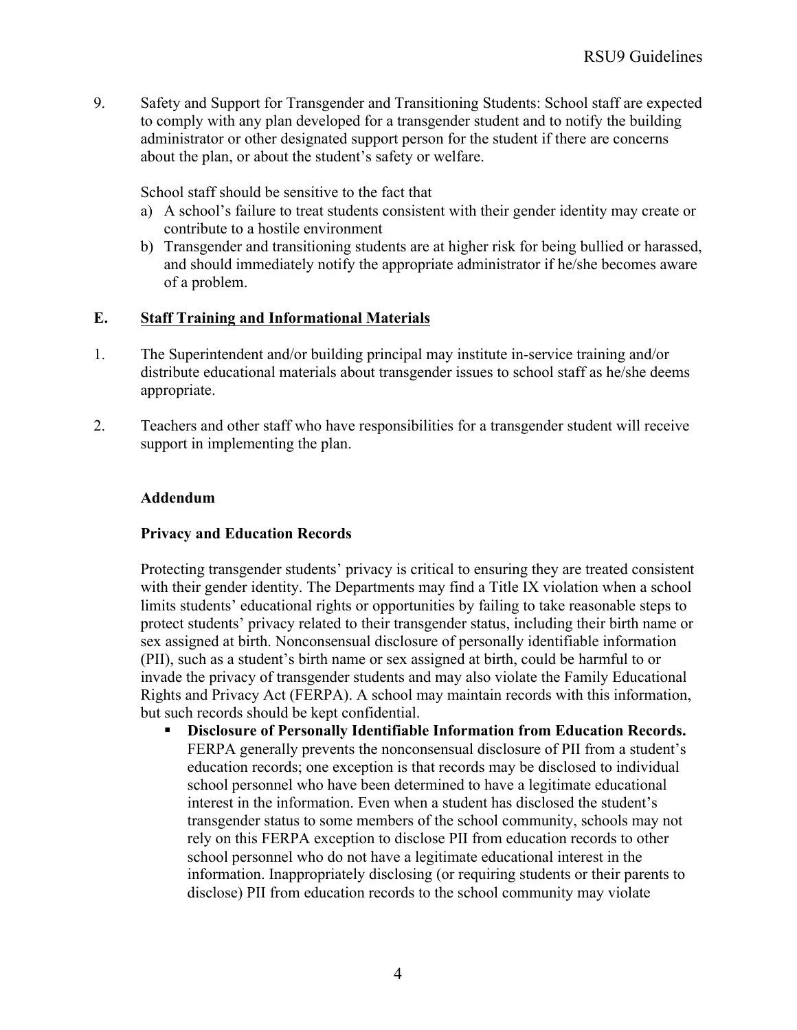9. Safety and Support for Transgender and Transitioning Students: School staff are expected to comply with any plan developed for a transgender student and to notify the building administrator or other designated support person for the student if there are concerns about the plan, or about the student's safety or welfare.

   School staff should be sensitive to the fact that

   a) A school's failure to treat students consistent with their gender identity may create or contribute to a hostile environment
   b) Transgender and transitioning students are at higher risk for being bullied or harassed, and should immediately notify the appropriate administrator if he/she becomes aware of a problem.

## E. Staff Training and Informational Materials

1. The Superintendent and/or building principal may institute in-service training and/or distribute educational materials about transgender issues to school staff as he/she deems appropriate.

2. Teachers and other staff who have responsibilities for a transgender student will receive support in implementing the plan.

### Addendum

### Privacy and Education Records

Protecting transgender students' privacy is critical to ensuring they are treated consistent with their gender identity. The Departments may find a Title IX violation when a school limits students' educational rights or opportunities by failing to take reasonable steps to protect students' privacy related to their transgender status, including their birth name or sex assigned at birth. Nonconsensual disclosure of personally identifiable information (PII), such as a student's birth name or sex assigned at birth, could be harmful to or invade the privacy of transgender students and may also violate the Family Educational Rights and Privacy Act (FERPA). A school may maintain records with this information, but such records should be kept confidential.

- **Disclosure of Personally Identifiable Information from Education Records.** FERPA generally prevents the nonconsensual disclosure of PII from a student's education records; one exception is that records may be disclosed to individual school personnel who have been determined to have a legitimate educational interest in the information. Even when a student has disclosed the student's transgender status to some members of the school community, schools may not rely on this FERPA exception to disclose PII from education records to other school personnel who do not have a legitimate educational interest in the information. Inappropriately disclosing (or requiring students or their parents to disclose) PII from education records to the school community may violate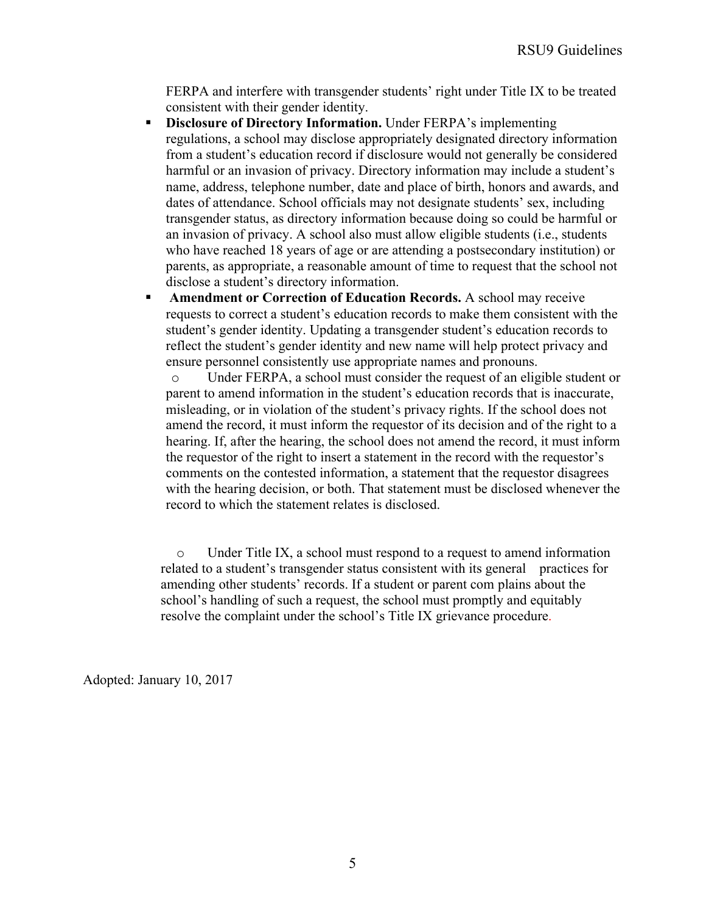FERPA and interfere with transgender students' right under Title IX to be treated consistent with their gender identity.

- **Disclosure of Directory Information.** Under FERPA's implementing regulations, a school may disclose appropriately designated directory information from a student's education record if disclosure would not generally be considered harmful or an invasion of privacy. Directory information may include a student's name, address, telephone number, date and place of birth, honors and awards, and dates of attendance. School officials may not designate students' sex, including transgender status, as directory information because doing so could be harmful or an invasion of privacy. A school also must allow eligible students (i.e., students who have reached 18 years of age or are attending a postsecondary institution) or parents, as appropriate, a reasonable amount of time to request that the school not disclose a student's directory information.
- **Amendment or Correction of Education Records.** A school may receive requests to correct a student's education records to make them consistent with the student's gender identity. Updating a transgender student's education records to reflect the student's gender identity and new name will help protect privacy and ensure personnel consistently use appropriate names and pronouns.
  - Under FERPA, a school must consider the request of an eligible student or parent to amend information in the student's education records that is inaccurate, misleading, or in violation of the student's privacy rights. If the school does not amend the record, it must inform the requestor of its decision and of the right to a hearing. If, after the hearing, the school does not amend the record, it must inform the requestor of the right to insert a statement in the record with the requestor's comments on the contested information, a statement that the requestor disagrees with the hearing decision, or both. That statement must be disclosed whenever the record to which the statement relates is disclosed.
  - Under Title IX, a school must respond to a request to amend information related to a student's transgender status consistent with its general practices for amending other students' records. If a student or parent com plains about the school's handling of such a request, the school must promptly and equitably resolve the complaint under the school's Title IX grievance procedure.

Adopted: January 10, 2017